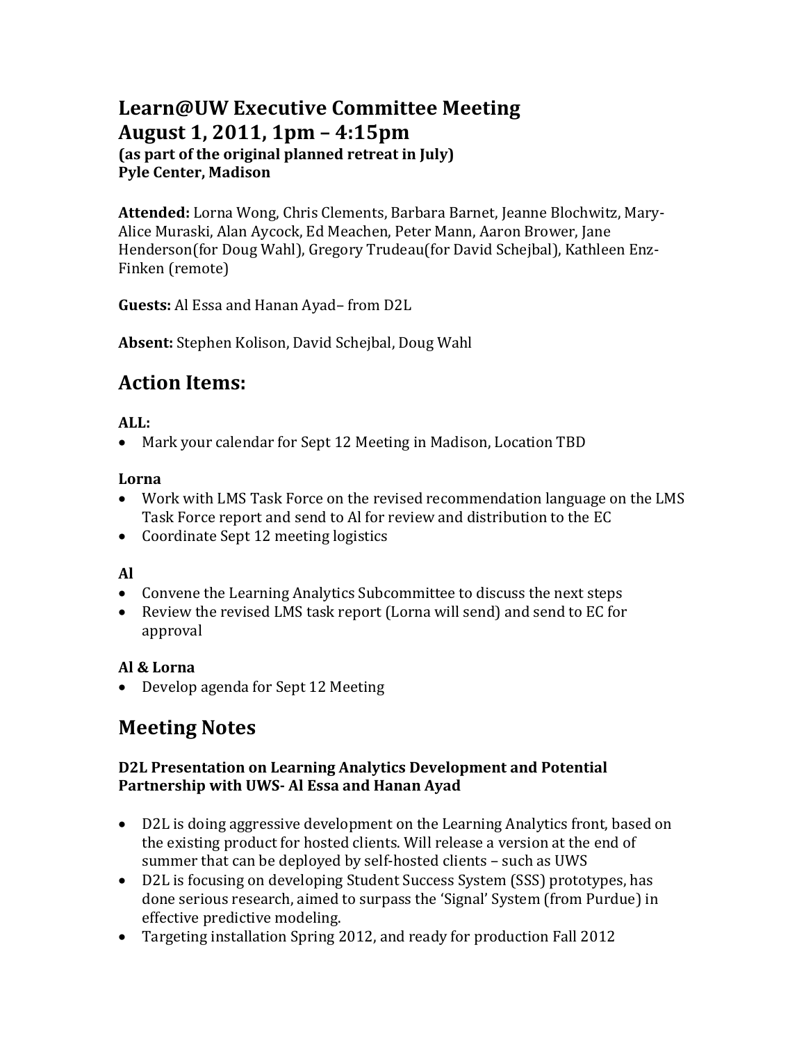# Learn@UW Executive Committee Meeting
# August 1, 2011, 1pm – 4:15pm

**(as part of the original planned retreat in July)**
**Pyle Center, Madison**

**Attended:** Lorna Wong, Chris Clements, Barbara Barnet, Jeanne Blochwitz, Mary-Alice Muraski, Alan Aycock, Ed Meachen, Peter Mann, Aaron Brower, Jane Henderson(for Doug Wahl), Gregory Trudeau(for David Schejbal), Kathleen Enz-Finken (remote)

**Guests:** Al Essa and Hanan Ayad– from D2L

**Absent:** Stephen Kolison, David Schejbal, Doug Wahl

## Action Items:

**ALL:**

- Mark your calendar for Sept 12 Meeting in Madison, Location TBD

**Lorna**

- Work with LMS Task Force on the revised recommendation language on the LMS Task Force report and send to Al for review and distribution to the EC
- Coordinate Sept 12 meeting logistics

**Al**

- Convene the Learning Analytics Subcommittee to discuss the next steps
- Review the revised LMS task report (Lorna will send) and send to EC for approval

**Al & Lorna**

- Develop agenda for Sept 12 Meeting

## Meeting Notes

### D2L Presentation on Learning Analytics Development and Potential Partnership with UWS- Al Essa and Hanan Ayad

- D2L is doing aggressive development on the Learning Analytics front, based on the existing product for hosted clients. Will release a version at the end of summer that can be deployed by self-hosted clients – such as UWS
- D2L is focusing on developing Student Success System (SSS) prototypes, has done serious research, aimed to surpass the 'Signal' System (from Purdue) in effective predictive modeling.
- Targeting installation Spring 2012, and ready for production Fall 2012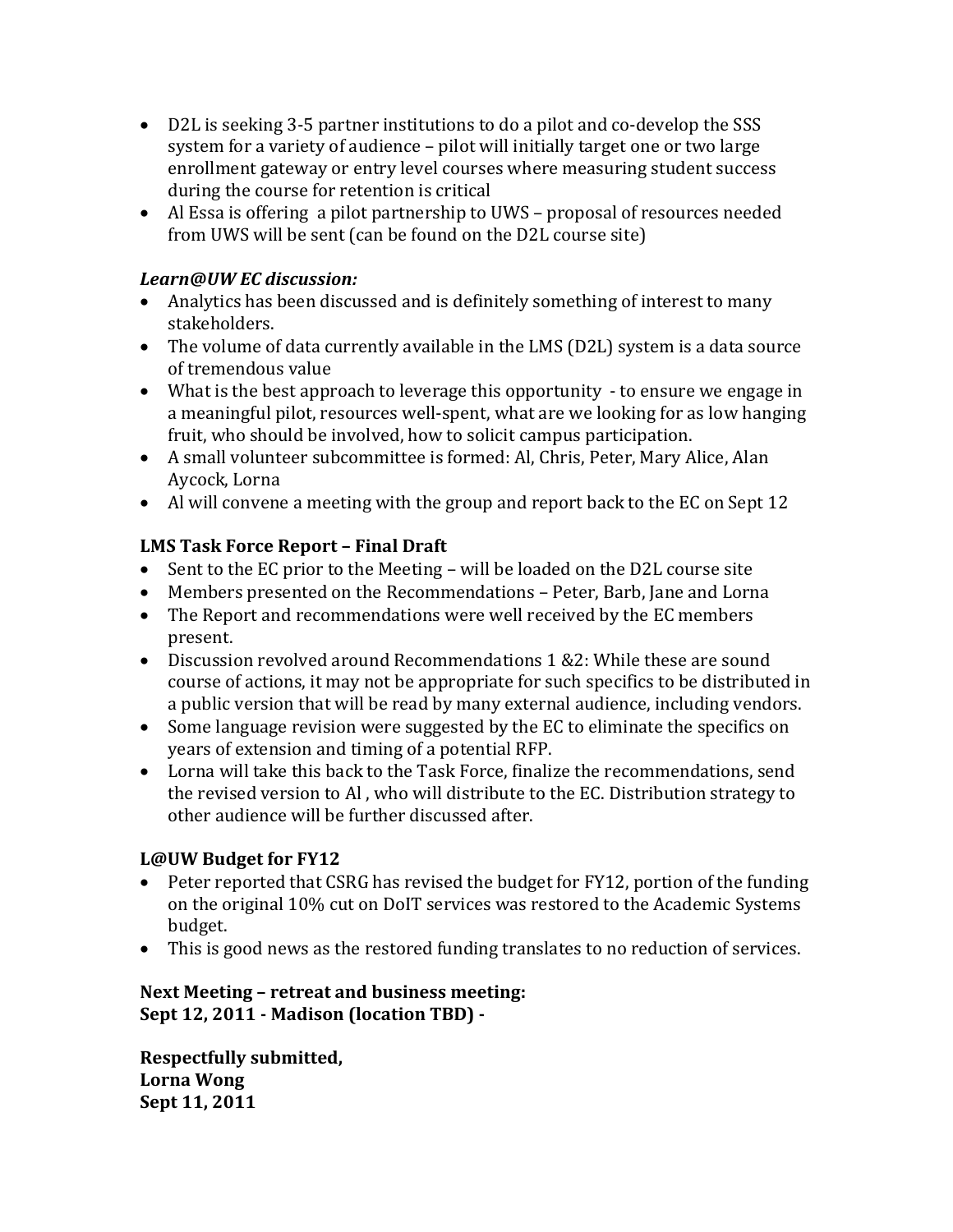- D2L is seeking 3-5 partner institutions to do a pilot and co-develop the SSS system for a variety of audience – pilot will initially target one or two large enrollment gateway or entry level courses where measuring student success during the course for retention is critical
- Al Essa is offering a pilot partnership to UWS – proposal of resources needed from UWS will be sent (can be found on the D2L course site)

***Learn@UW EC discussion:***

- Analytics has been discussed and is definitely something of interest to many stakeholders.
- The volume of data currently available in the LMS (D2L) system is a data source of tremendous value
- What is the best approach to leverage this opportunity - to ensure we engage in a meaningful pilot, resources well-spent, what are we looking for as low hanging fruit, who should be involved, how to solicit campus participation.
- A small volunteer subcommittee is formed: Al, Chris, Peter, Mary Alice, Alan Aycock, Lorna
- Al will convene a meeting with the group and report back to the EC on Sept 12

**LMS Task Force Report – Final Draft**

- Sent to the EC prior to the Meeting – will be loaded on the D2L course site
- Members presented on the Recommendations – Peter, Barb, Jane and Lorna
- The Report and recommendations were well received by the EC members present.
- Discussion revolved around Recommendations 1 &2: While these are sound course of actions, it may not be appropriate for such specifics to be distributed in a public version that will be read by many external audience, including vendors.
- Some language revision were suggested by the EC to eliminate the specifics on years of extension and timing of a potential RFP.
- Lorna will take this back to the Task Force, finalize the recommendations, send the revised version to Al , who will distribute to the EC. Distribution strategy to other audience will be further discussed after.

**L@UW Budget for FY12**

- Peter reported that CSRG has revised the budget for FY12, portion of the funding on the original 10% cut on DoIT services was restored to the Academic Systems budget.
- This is good news as the restored funding translates to no reduction of services.

**Next Meeting – retreat and business meeting:**
**Sept 12, 2011 - Madison (location TBD) -**

**Respectfully submitted,**
**Lorna Wong**
**Sept 11, 2011**